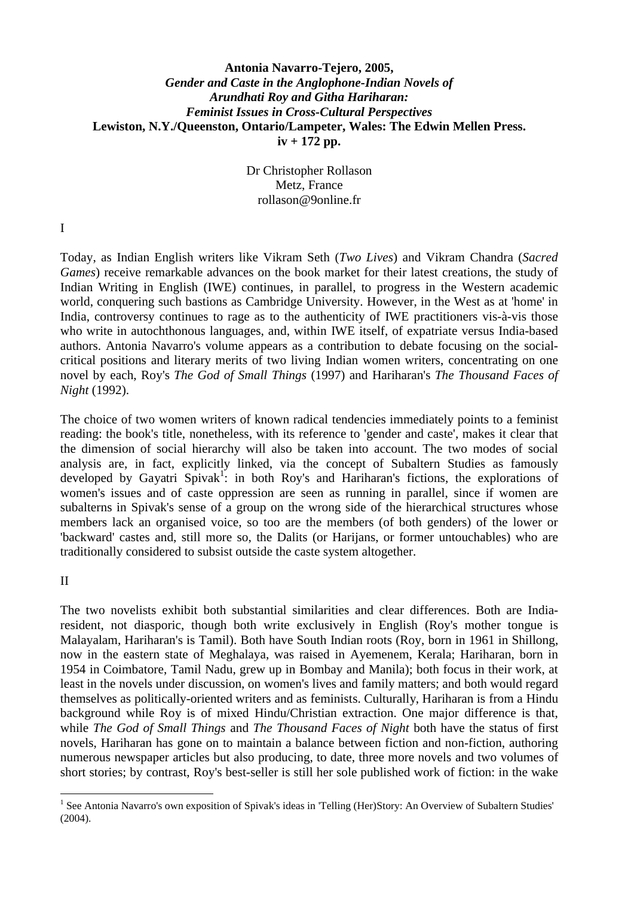**Antonia Navarro-Tejero, 2005,**
***Gender and Caste in the Anglophone-Indian Novels of Arundhati Roy and Githa Hariharan: Feminist Issues in Cross-Cultural Perspectives***
**Lewiston, N.Y./Queenston, Ontario/Lampeter, Wales: The Edwin Mellen Press.**
**iv + 172 pp.**

Dr Christopher Rollason
Metz, France
rollason@9online.fr

I

Today, as Indian English writers like Vikram Seth (*Two Lives*) and Vikram Chandra (*Sacred Games*) receive remarkable advances on the book market for their latest creations, the study of Indian Writing in English (IWE) continues, in parallel, to progress in the Western academic world, conquering such bastions as Cambridge University. However, in the West as at 'home' in India, controversy continues to rage as to the authenticity of IWE practitioners vis-à-vis those who write in autochthonous languages, and, within IWE itself, of expatriate versus India-based authors. Antonia Navarro's volume appears as a contribution to debate focusing on the social-critical positions and literary merits of two living Indian women writers, concentrating on one novel by each, Roy's *The God of Small Things* (1997) and Hariharan's *The Thousand Faces of Night* (1992).

The choice of two women writers of known radical tendencies immediately points to a feminist reading: the book's title, nonetheless, with its reference to 'gender and caste', makes it clear that the dimension of social hierarchy will also be taken into account. The two modes of social analysis are, in fact, explicitly linked, via the concept of Subaltern Studies as famously developed by Gayatri Spivak[1]: in both Roy's and Hariharan's fictions, the explorations of women's issues and of caste oppression are seen as running in parallel, since if women are subalterns in Spivak's sense of a group on the wrong side of the hierarchical structures whose members lack an organised voice, so too are the members (of both genders) of the lower or 'backward' castes and, still more so, the Dalits (or Harijans, or former untouchables) who are traditionally considered to subsist outside the caste system altogether.

II

The two novelists exhibit both substantial similarities and clear differences. Both are India-resident, not diasporic, though both write exclusively in English (Roy's mother tongue is Malayalam, Hariharan's is Tamil). Both have South Indian roots (Roy, born in 1961 in Shillong, now in the eastern state of Meghalaya, was raised in Ayemenem, Kerala; Hariharan, born in 1954 in Coimbatore, Tamil Nadu, grew up in Bombay and Manila); both focus in their work, at least in the novels under discussion, on women's lives and family matters; and both would regard themselves as politically-oriented writers and as feminists. Culturally, Hariharan is from a Hindu background while Roy is of mixed Hindu/Christian extraction. One major difference is that, while *The God of Small Things* and *The Thousand Faces of Night* both have the status of first novels, Hariharan has gone on to maintain a balance between fiction and non-fiction, authoring numerous newspaper articles but also producing, to date, three more novels and two volumes of short stories; by contrast, Roy's best-seller is still her sole published work of fiction: in the wake

[1] See Antonia Navarro's own exposition of Spivak's ideas in 'Telling (Her)Story: An Overview of Subaltern Studies' (2004).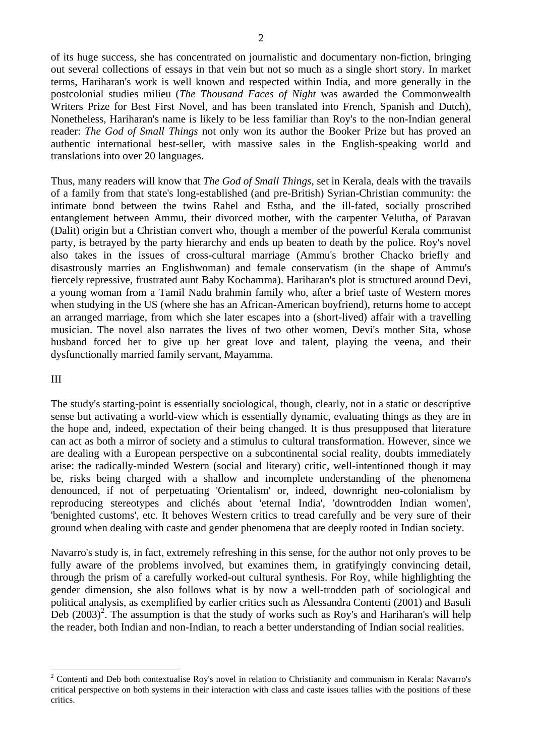of its huge success, she has concentrated on journalistic and documentary non-fiction, bringing out several collections of essays in that vein but not so much as a single short story. In market terms, Hariharan's work is well known and respected within India, and more generally in the postcolonial studies milieu (*The Thousand Faces of Night* was awarded the Commonwealth Writers Prize for Best First Novel, and has been translated into French, Spanish and Dutch), Nonetheless, Hariharan's name is likely to be less familiar than Roy's to the non-Indian general reader: *The God of Small Things* not only won its author the Booker Prize but has proved an authentic international best-seller, with massive sales in the English-speaking world and translations into over 20 languages.

Thus, many readers will know that *The God of Small Things*, set in Kerala, deals with the travails of a family from that state's long-established (and pre-British) Syrian-Christian community: the intimate bond between the twins Rahel and Estha, and the ill-fated, socially proscribed entanglement between Ammu, their divorced mother, with the carpenter Velutha, of Paravan (Dalit) origin but a Christian convert who, though a member of the powerful Kerala communist party, is betrayed by the party hierarchy and ends up beaten to death by the police. Roy's novel also takes in the issues of cross-cultural marriage (Ammu's brother Chacko briefly and disastrously marries an Englishwoman) and female conservatism (in the shape of Ammu's fiercely repressive, frustrated aunt Baby Kochamma). Hariharan's plot is structured around Devi, a young woman from a Tamil Nadu brahmin family who, after a brief taste of Western mores when studying in the US (where she has an African-American boyfriend), returns home to accept an arranged marriage, from which she later escapes into a (short-lived) affair with a travelling musician. The novel also narrates the lives of two other women, Devi's mother Sita, whose husband forced her to give up her great love and talent, playing the veena, and their dysfunctionally married family servant, Mayamma.

## III

The study's starting-point is essentially sociological, though, clearly, not in a static or descriptive sense but activating a world-view which is essentially dynamic, evaluating things as they are in the hope and, indeed, expectation of their being changed. It is thus presupposed that literature can act as both a mirror of society and a stimulus to cultural transformation. However, since we are dealing with a European perspective on a subcontinental social reality, doubts immediately arise: the radically-minded Western (social and literary) critic, well-intentioned though it may be, risks being charged with a shallow and incomplete understanding of the phenomena denounced, if not of perpetuating 'Orientalism' or, indeed, downright neo-colonialism by reproducing stereotypes and clichés about 'eternal India', 'downtrodden Indian women', 'benighted customs', etc. It behoves Western critics to tread carefully and be very sure of their ground when dealing with caste and gender phenomena that are deeply rooted in Indian society.

Navarro's study is, in fact, extremely refreshing in this sense, for the author not only proves to be fully aware of the problems involved, but examines them, in gratifyingly convincing detail, through the prism of a carefully worked-out cultural synthesis. For Roy, while highlighting the gender dimension, she also follows what is by now a well-trodden path of sociological and political analysis, as exemplified by earlier critics such as Alessandra Contenti (2001) and Basuli Deb (2003)[2]. The assumption is that the study of works such as Roy's and Hariharan's will help the reader, both Indian and non-Indian, to reach a better understanding of Indian social realities.

---

[2] Contenti and Deb both contextualise Roy's novel in relation to Christianity and communism in Kerala: Navarro's critical perspective on both systems in their interaction with class and caste issues tallies with the positions of these critics.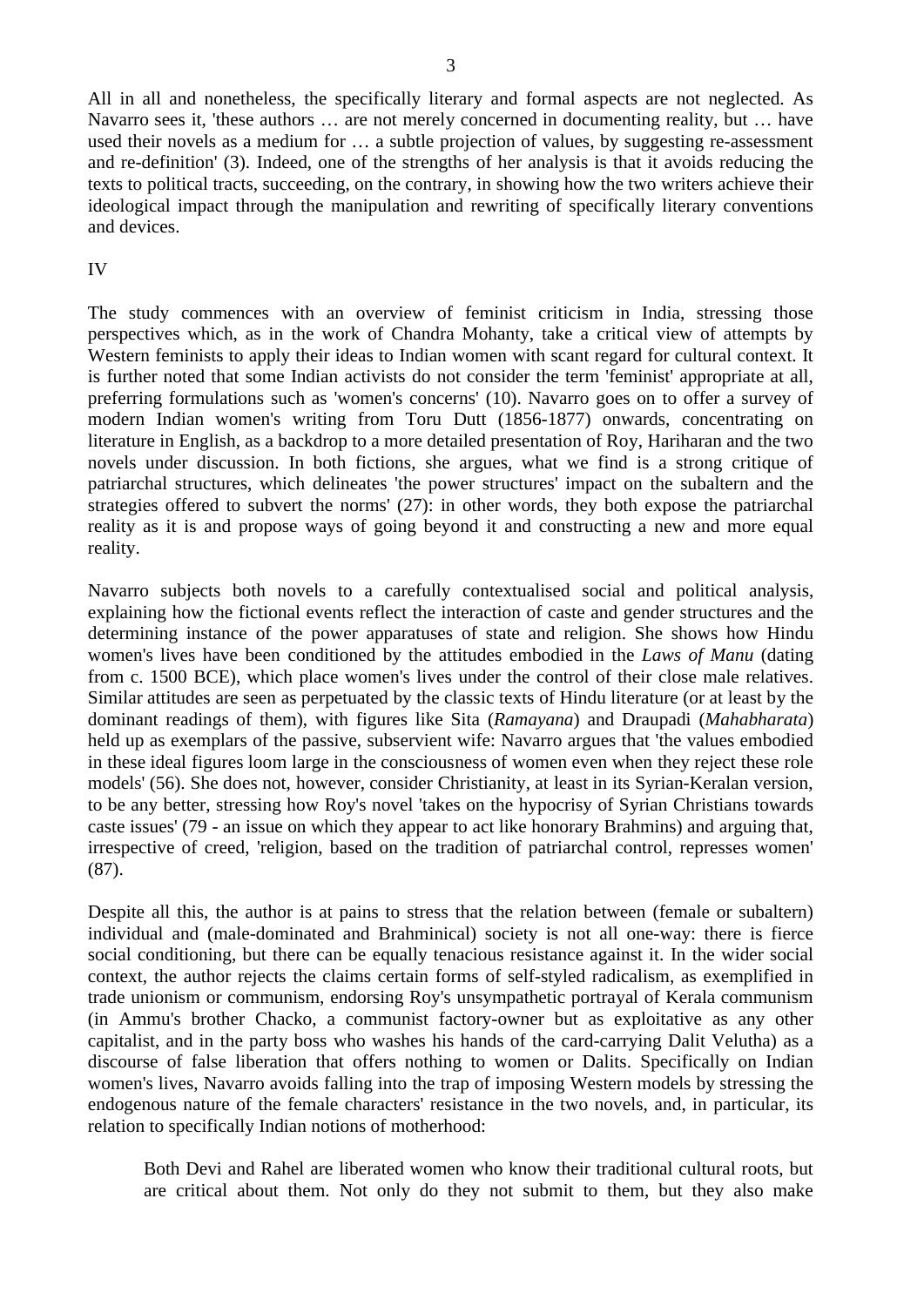All in all and nonetheless, the specifically literary and formal aspects are not neglected. As Navarro sees it, 'these authors … are not merely concerned in documenting reality, but … have used their novels as a medium for … a subtle projection of values, by suggesting re-assessment and re-definition' (3). Indeed, one of the strengths of her analysis is that it avoids reducing the texts to political tracts, succeeding, on the contrary, in showing how the two writers achieve their ideological impact through the manipulation and rewriting of specifically literary conventions and devices.

IV

The study commences with an overview of feminist criticism in India, stressing those perspectives which, as in the work of Chandra Mohanty, take a critical view of attempts by Western feminists to apply their ideas to Indian women with scant regard for cultural context. It is further noted that some Indian activists do not consider the term 'feminist' appropriate at all, preferring formulations such as 'women's concerns' (10). Navarro goes on to offer a survey of modern Indian women's writing from Toru Dutt (1856-1877) onwards, concentrating on literature in English, as a backdrop to a more detailed presentation of Roy, Hariharan and the two novels under discussion. In both fictions, she argues, what we find is a strong critique of patriarchal structures, which delineates 'the power structures' impact on the subaltern and the strategies offered to subvert the norms' (27): in other words, they both expose the patriarchal reality as it is and propose ways of going beyond it and constructing a new and more equal reality.

Navarro subjects both novels to a carefully contextualised social and political analysis, explaining how the fictional events reflect the interaction of caste and gender structures and the determining instance of the power apparatuses of state and religion. She shows how Hindu women's lives have been conditioned by the attitudes embodied in the *Laws of Manu* (dating from c. 1500 BCE), which place women's lives under the control of their close male relatives. Similar attitudes are seen as perpetuated by the classic texts of Hindu literature (or at least by the dominant readings of them), with figures like Sita (*Ramayana*) and Draupadi (*Mahabharata*) held up as exemplars of the passive, subservient wife: Navarro argues that 'the values embodied in these ideal figures loom large in the consciousness of women even when they reject these role models' (56). She does not, however, consider Christianity, at least in its Syrian-Keralan version, to be any better, stressing how Roy's novel 'takes on the hypocrisy of Syrian Christians towards caste issues' (79 - an issue on which they appear to act like honorary Brahmins) and arguing that, irrespective of creed, 'religion, based on the tradition of patriarchal control, represses women' (87).

Despite all this, the author is at pains to stress that the relation between (female or subaltern) individual and (male-dominated and Brahminical) society is not all one-way: there is fierce social conditioning, but there can be equally tenacious resistance against it. In the wider social context, the author rejects the claims certain forms of self-styled radicalism, as exemplified in trade unionism or communism, endorsing Roy's unsympathetic portrayal of Kerala communism (in Ammu's brother Chacko, a communist factory-owner but as exploitative as any other capitalist, and in the party boss who washes his hands of the card-carrying Dalit Velutha) as a discourse of false liberation that offers nothing to women or Dalits. Specifically on Indian women's lives, Navarro avoids falling into the trap of imposing Western models by stressing the endogenous nature of the female characters' resistance in the two novels, and, in particular, its relation to specifically Indian notions of motherhood:

> Both Devi and Rahel are liberated women who know their traditional cultural roots, but are critical about them. Not only do they not submit to them, but they also make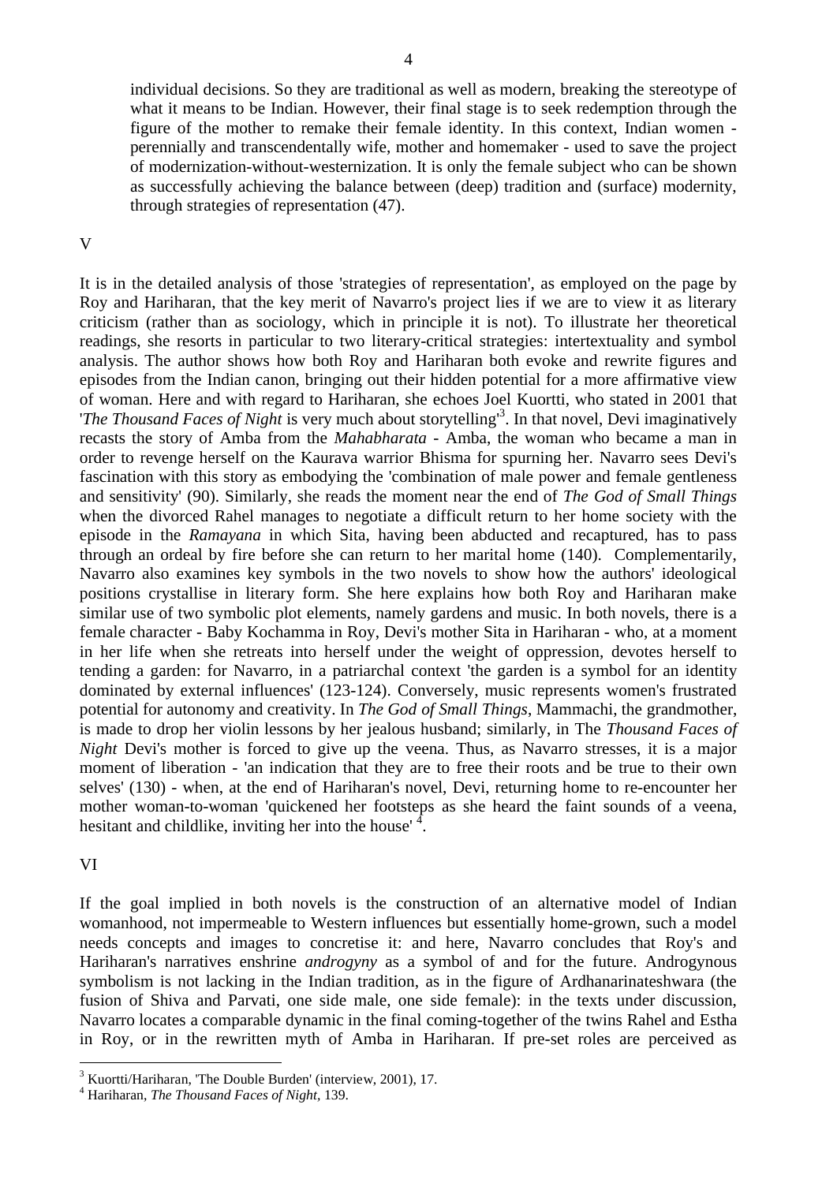> individual decisions. So they are traditional as well as modern, breaking the stereotype of what it means to be Indian. However, their final stage is to seek redemption through the figure of the mother to remake their female identity. In this context, Indian women - perennially and transcendentally wife, mother and homemaker - used to save the project of modernization-without-westernization. It is only the female subject who can be shown as successfully achieving the balance between (deep) tradition and (surface) modernity, through strategies of representation (47).

V

It is in the detailed analysis of those 'strategies of representation', as employed on the page by Roy and Hariharan, that the key merit of Navarro's project lies if we are to view it as literary criticism (rather than as sociology, which in principle it is not). To illustrate her theoretical readings, she resorts in particular to two literary-critical strategies: intertextuality and symbol analysis. The author shows how both Roy and Hariharan both evoke and rewrite figures and episodes from the Indian canon, bringing out their hidden potential for a more affirmative view of woman. Here and with regard to Hariharan, she echoes Joel Kuortti, who stated in 2001 that '*The Thousand Faces of Night* is very much about storytelling'[3]. In that novel, Devi imaginatively recasts the story of Amba from the *Mahabharata* - Amba, the woman who became a man in order to revenge herself on the Kaurava warrior Bhisma for spurning her. Navarro sees Devi's fascination with this story as embodying the 'combination of male power and female gentleness and sensitivity' (90). Similarly, she reads the moment near the end of *The God of Small Things* when the divorced Rahel manages to negotiate a difficult return to her home society with the episode in the *Ramayana* in which Sita, having been abducted and recaptured, has to pass through an ordeal by fire before she can return to her marital home (140). Complementarily, Navarro also examines key symbols in the two novels to show how the authors' ideological positions crystallise in literary form. She here explains how both Roy and Hariharan make similar use of two symbolic plot elements, namely gardens and music. In both novels, there is a female character - Baby Kochamma in Roy, Devi's mother Sita in Hariharan - who, at a moment in her life when she retreats into herself under the weight of oppression, devotes herself to tending a garden: for Navarro, in a patriarchal context 'the garden is a symbol for an identity dominated by external influences' (123-124). Conversely, music represents women's frustrated potential for autonomy and creativity. In *The God of Small Things*, Mammachi, the grandmother, is made to drop her violin lessons by her jealous husband; similarly, in The *Thousand Faces of Night* Devi's mother is forced to give up the veena. Thus, as Navarro stresses, it is a major moment of liberation - 'an indication that they are to free their roots and be true to their own selves' (130) - when, at the end of Hariharan's novel, Devi, returning home to re-encounter her mother woman-to-woman 'quickened her footsteps as she heard the faint sounds of a veena, hesitant and childlike, inviting her into the house' [4].

VI

If the goal implied in both novels is the construction of an alternative model of Indian womanhood, not impermeable to Western influences but essentially home-grown, such a model needs concepts and images to concretise it: and here, Navarro concludes that Roy's and Hariharan's narratives enshrine *androgyny* as a symbol of and for the future. Androgynous symbolism is not lacking in the Indian tradition, as in the figure of Ardhanarinateshwara (the fusion of Shiva and Parvati, one side male, one side female): in the texts under discussion, Navarro locates a comparable dynamic in the final coming-together of the twins Rahel and Estha in Roy, or in the rewritten myth of Amba in Hariharan. If pre-set roles are perceived as

---

[3] Kuortti/Hariharan, 'The Double Burden' (interview, 2001), 17.

[4] Hariharan, *The Thousand Faces of Night*, 139.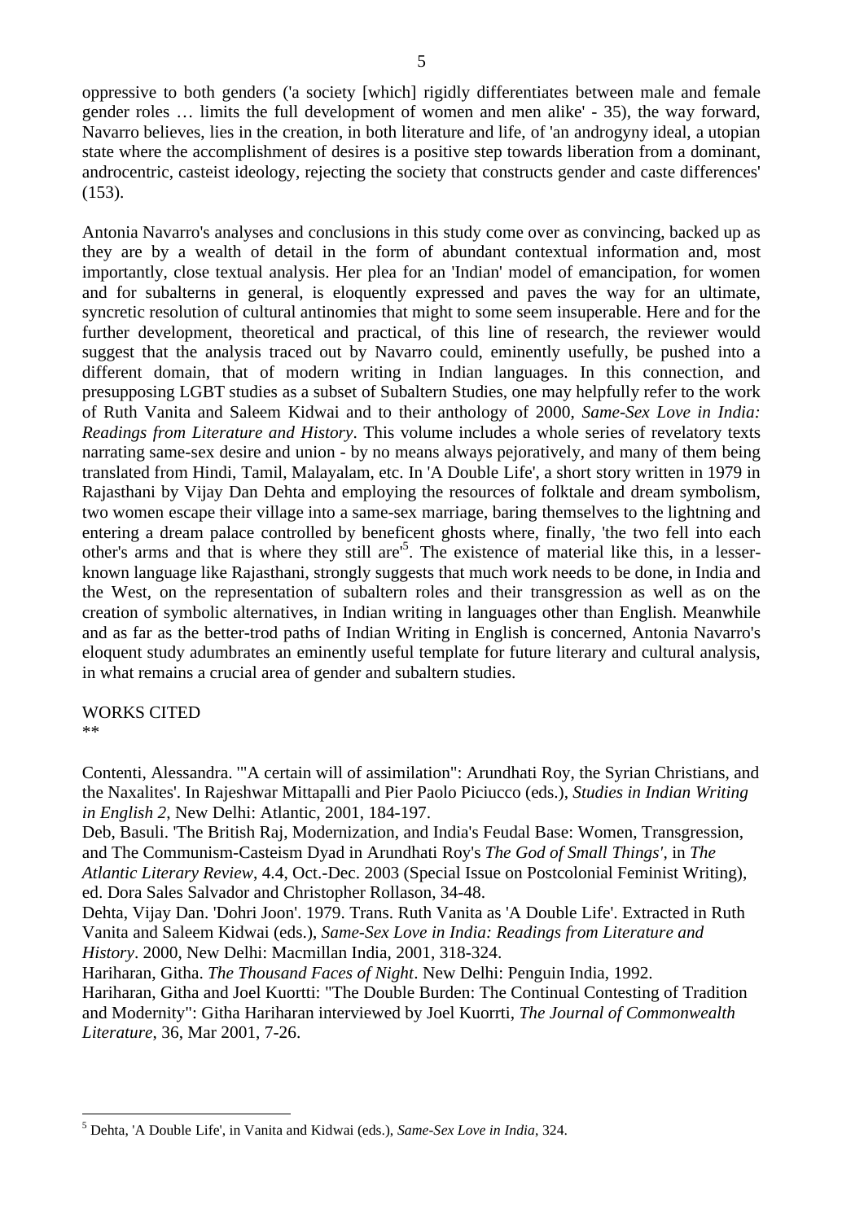oppressive to both genders ('a society [which] rigidly differentiates between male and female gender roles … limits the full development of women and men alike' - 35), the way forward, Navarro believes, lies in the creation, in both literature and life, of 'an androgyny ideal, a utopian state where the accomplishment of desires is a positive step towards liberation from a dominant, androcentric, casteist ideology, rejecting the society that constructs gender and caste differences' (153).

Antonia Navarro's analyses and conclusions in this study come over as convincing, backed up as they are by a wealth of detail in the form of abundant contextual information and, most importantly, close textual analysis. Her plea for an 'Indian' model of emancipation, for women and for subalterns in general, is eloquently expressed and paves the way for an ultimate, syncretic resolution of cultural antinomies that might to some seem insuperable. Here and for the further development, theoretical and practical, of this line of research, the reviewer would suggest that the analysis traced out by Navarro could, eminently usefully, be pushed into a different domain, that of modern writing in Indian languages. In this connection, and presupposing LGBT studies as a subset of Subaltern Studies, one may helpfully refer to the work of Ruth Vanita and Saleem Kidwai and to their anthology of 2000, *Same-Sex Love in India: Readings from Literature and History*. This volume includes a whole series of revelatory texts narrating same-sex desire and union - by no means always pejoratively, and many of them being translated from Hindi, Tamil, Malayalam, etc. In 'A Double Life', a short story written in 1979 in Rajasthani by Vijay Dan Dehta and employing the resources of folktale and dream symbolism, two women escape their village into a same-sex marriage, baring themselves to the lightning and entering a dream palace controlled by beneficent ghosts where, finally, 'the two fell into each other's arms and that is where they still are'[5]. The existence of material like this, in a lesser-known language like Rajasthani, strongly suggests that much work needs to be done, in India and the West, on the representation of subaltern roles and their transgression as well as on the creation of symbolic alternatives, in Indian writing in languages other than English. Meanwhile and as far as the better-trod paths of Indian Writing in English is concerned, Antonia Navarro's eloquent study adumbrates an eminently useful template for future literary and cultural analysis, in what remains a crucial area of gender and subaltern studies.

WORKS CITED

**

Contenti, Alessandra. '"A certain will of assimilation": Arundhati Roy, the Syrian Christians, and the Naxalites'. In Rajeshwar Mittapalli and Pier Paolo Piciucco (eds.), *Studies in Indian Writing in English 2*, New Delhi: Atlantic, 2001, 184-197.

Deb, Basuli. 'The British Raj, Modernization, and India's Feudal Base: Women, Transgression, and The Communism-Casteism Dyad in Arundhati Roy's *The God of Small Things'*, in *The Atlantic Literary Review*, 4.4, Oct.-Dec. 2003 (Special Issue on Postcolonial Feminist Writing), ed. Dora Sales Salvador and Christopher Rollason, 34-48.

Dehta, Vijay Dan. 'Dohri Joon'. 1979. Trans. Ruth Vanita as 'A Double Life'. Extracted in Ruth Vanita and Saleem Kidwai (eds.), *Same-Sex Love in India: Readings from Literature and History*. 2000, New Delhi: Macmillan India, 2001, 318-324.

Hariharan, Githa. *The Thousand Faces of Night*. New Delhi: Penguin India, 1992.

Hariharan, Githa and Joel Kuortti: "The Double Burden: The Continual Contesting of Tradition and Modernity": Githa Hariharan interviewed by Joel Kuorrti, *The Journal of Commonwealth Literature*, 36, Mar 2001, 7-26.

[5] Dehta, 'A Double Life', in Vanita and Kidwai (eds.), *Same-Sex Love in India*, 324.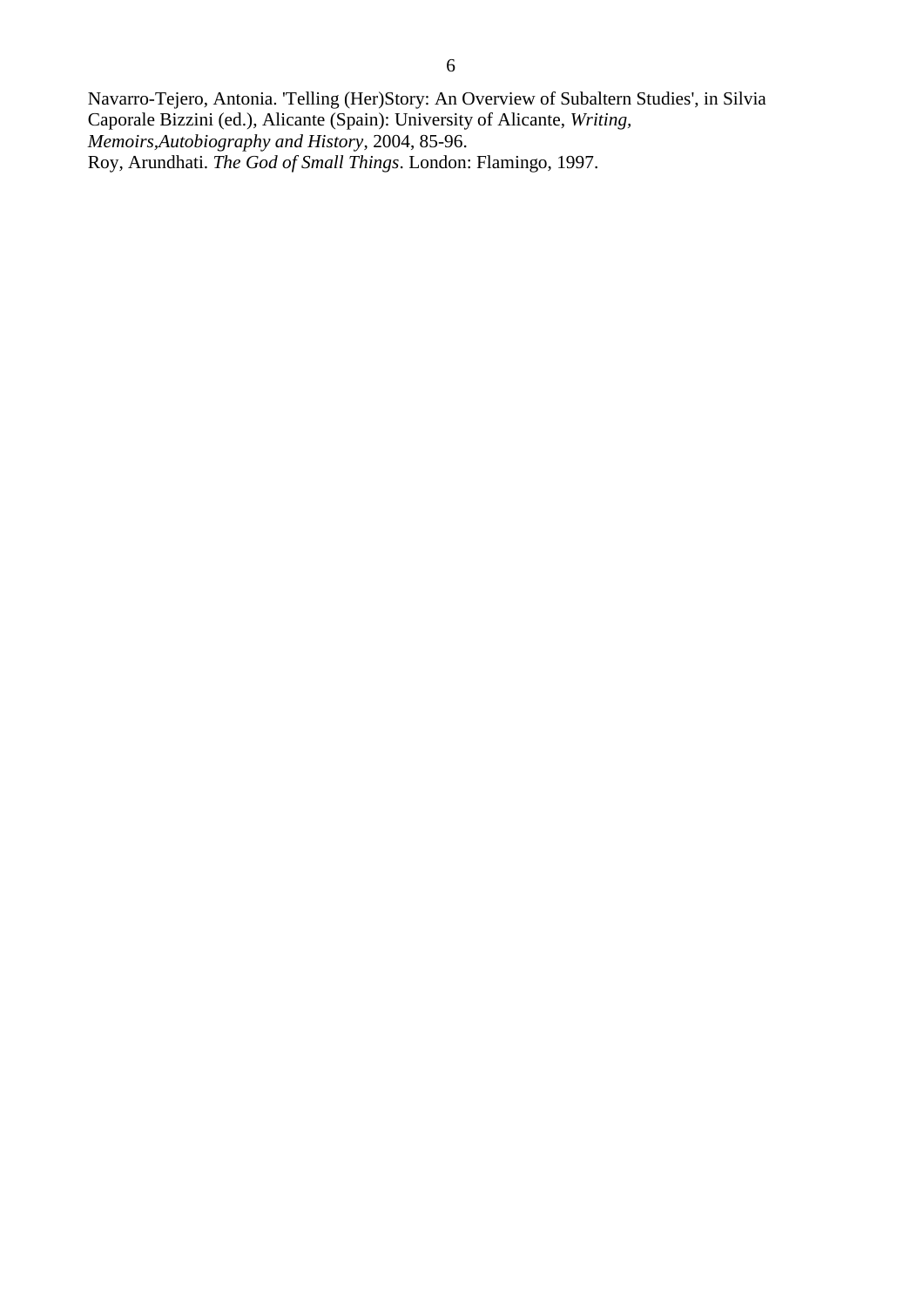Navarro-Tejero, Antonia. 'Telling (Her)Story: An Overview of Subaltern Studies', in Silvia Caporale Bizzini (ed.), Alicante (Spain): University of Alicante, *Writing, Memoirs,Autobiography and History*, 2004, 85-96.

Roy, Arundhati. *The God of Small Things*. London: Flamingo, 1997.